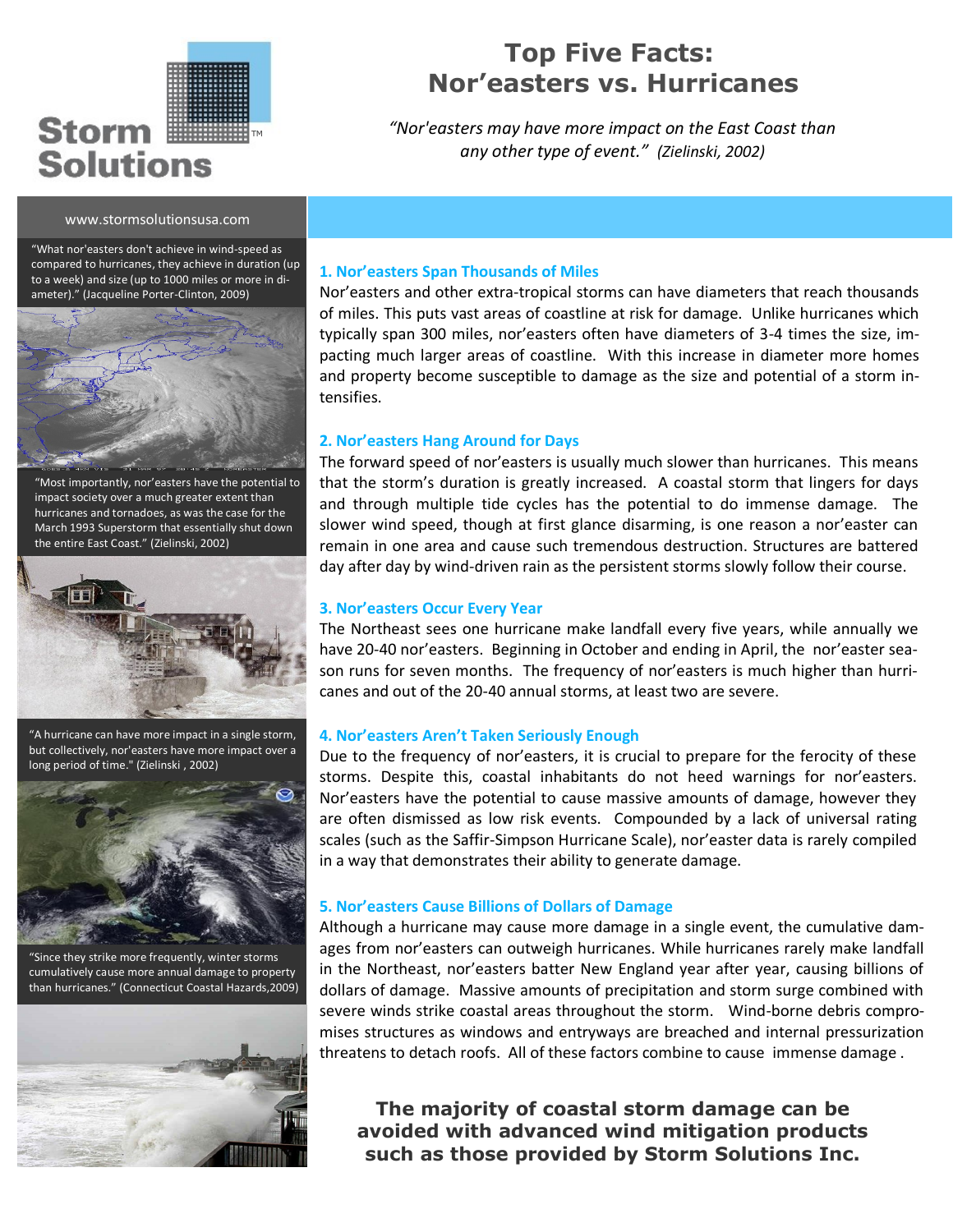Storm Solutions™

# Top Five Facts: Nor'easters vs. Hurricanes

*"Nor'easters may have more impact on the East Coast than any other type of event." (Zielinski, 2002)*

www.stormsolutionsusa.com

"What nor'easters don't achieve in wind-speed as compared to hurricanes, they achieve in duration (up to a week) and size (up to 1000 miles or more in diameter)." (Jacqueline Porter-Clinton, 2009)

"Most importantly, nor'easters have the potential to impact society over a much greater extent than hurricanes and tornadoes, as was the case for the March 1993 Superstorm that essentially shut down the entire East Coast." (Zielinski, 2002)

"A hurricane can have more impact in a single storm, but collectively, nor'easters have more impact over a long period of time." (Zielinski , 2002)

"Since they strike more frequently, winter storms cumulatively cause more annual damage to property than hurricanes." (Connecticut Coastal Hazards,2009)

## 1. Nor'easters Span Thousands of Miles

Nor'easters and other extra-tropical storms can have diameters that reach thousands of miles. This puts vast areas of coastline at risk for damage. Unlike hurricanes which typically span 300 miles, nor'easters often have diameters of 3-4 times the size, impacting much larger areas of coastline. With this increase in diameter more homes and property become susceptible to damage as the size and potential of a storm intensifies.

## 2. Nor'easters Hang Around for Days

The forward speed of nor'easters is usually much slower than hurricanes. This means that the storm's duration is greatly increased. A coastal storm that lingers for days and through multiple tide cycles has the potential to do immense damage. The slower wind speed, though at first glance disarming, is one reason a nor'easter can remain in one area and cause such tremendous destruction. Structures are battered day after day by wind-driven rain as the persistent storms slowly follow their course.

## 3. Nor'easters Occur Every Year

The Northeast sees one hurricane make landfall every five years, while annually we have 20-40 nor'easters. Beginning in October and ending in April, the nor'easter season runs for seven months. The frequency of nor'easters is much higher than hurricanes and out of the 20-40 annual storms, at least two are severe.

## 4. Nor'easters Aren't Taken Seriously Enough

Due to the frequency of nor'easters, it is crucial to prepare for the ferocity of these storms. Despite this, coastal inhabitants do not heed warnings for nor'easters. Nor'easters have the potential to cause massive amounts of damage, however they are often dismissed as low risk events. Compounded by a lack of universal rating scales (such as the Saffir-Simpson Hurricane Scale), nor'easter data is rarely compiled in a way that demonstrates their ability to generate damage.

## 5. Nor'easters Cause Billions of Dollars of Damage

Although a hurricane may cause more damage in a single event, the cumulative damages from nor'easters can outweigh hurricanes. While hurricanes rarely make landfall in the Northeast, nor'easters batter New England year after year, causing billions of dollars of damage. Massive amounts of precipitation and storm surge combined with severe winds strike coastal areas throughout the storm. Wind-borne debris compromises structures as windows and entryways are breached and internal pressurization threatens to detach roofs. All of these factors combine to cause immense damage .

**The majority of coastal storm damage can be avoided with advanced wind mitigation products such as those provided by Storm Solutions Inc.**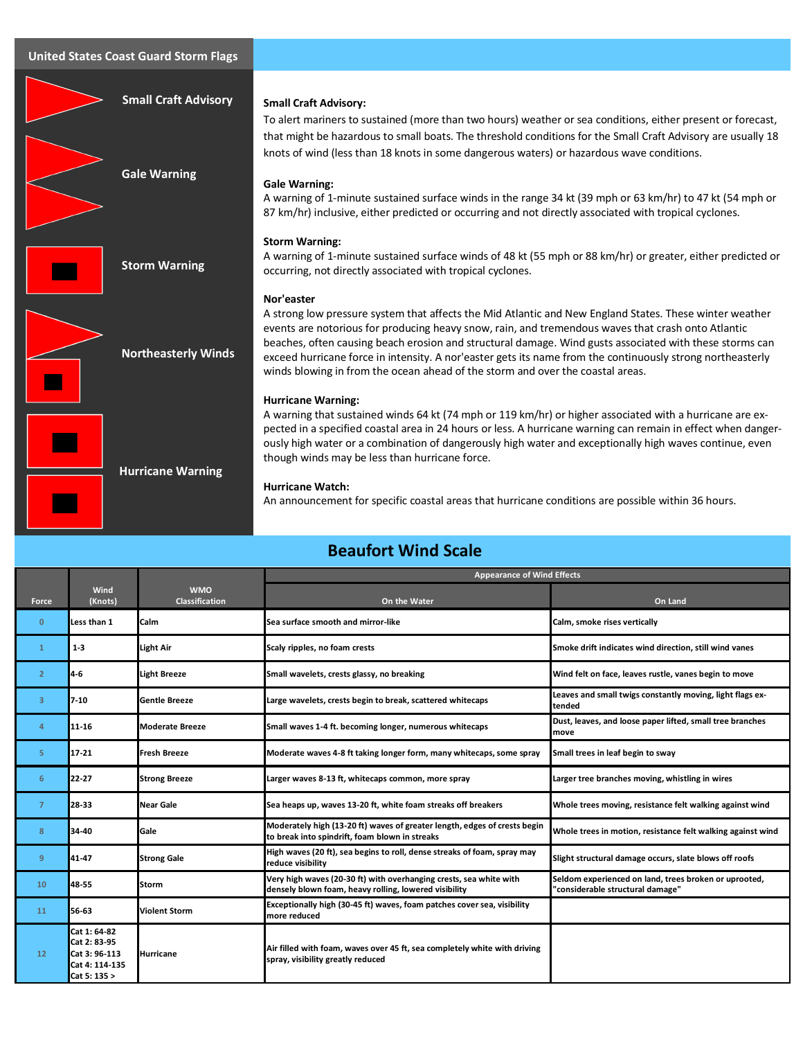## United States Coast Guard Storm Flags

Small Craft Advisory

Gale Warning

Storm Warning

Northeasterly Winds

Hurricane Warning

**Small Craft Advisory:**
To alert mariners to sustained (more than two hours) weather or sea conditions, either present or forecast, that might be hazardous to small boats. The threshold conditions for the Small Craft Advisory are usually 18 knots of wind (less than 18 knots in some dangerous waters) or hazardous wave conditions.

**Gale Warning:**
A warning of 1-minute sustained surface winds in the range 34 kt (39 mph or 63 km/hr) to 47 kt (54 mph or 87 km/hr) inclusive, either predicted or occurring and not directly associated with tropical cyclones.

**Storm Warning:**
A warning of 1-minute sustained surface winds of 48 kt (55 mph or 88 km/hr) or greater, either predicted or occurring, not directly associated with tropical cyclones.

**Nor'easter**
A strong low pressure system that affects the Mid Atlantic and New England States. These winter weather events are notorious for producing heavy snow, rain, and tremendous waves that crash onto Atlantic beaches, often causing beach erosion and structural damage. Wind gusts associated with these storms can exceed hurricane force in intensity. A nor'easter gets its name from the continuously strong northeasterly winds blowing in from the ocean ahead of the storm and over the coastal areas.

**Hurricane Warning:**
A warning that sustained winds 64 kt (74 mph or 119 km/hr) or higher associated with a hurricane are expected in a specified coastal area in 24 hours or less. A hurricane warning can remain in effect when dangerously high water or a combination of dangerously high water and exceptionally high waves continue, even though winds may be less than hurricane force.

**Hurricane Watch:**
An announcement for specific coastal areas that hurricane conditions are possible within 36 hours.

## Beaufort Wind Scale

| Force | Wind (Knots) | WMO Classification | Appearance of Wind Effects | |
|---|---|---|---|---|
| | | | On the Water | On Land |
| 0 | Less than 1 | Calm | Sea surface smooth and mirror-like | Calm, smoke rises vertically |
| 1 | 1-3 | Light Air | Scaly ripples, no foam crests | Smoke drift indicates wind direction, still wind vanes |
| 2 | 4-6 | Light Breeze | Small wavelets, crests glassy, no breaking | Wind felt on face, leaves rustle, vanes begin to move |
| 3 | 7-10 | Gentle Breeze | Large wavelets, crests begin to break, scattered whitecaps | Leaves and small twigs constantly moving, light flags extended |
| 4 | 11-16 | Moderate Breeze | Small waves 1-4 ft. becoming longer, numerous whitecaps | Dust, leaves, and loose paper lifted, small tree branches move |
| 5 | 17-21 | Fresh Breeze | Moderate waves 4-8 ft taking longer form, many whitecaps, some spray | Small trees in leaf begin to sway |
| 6 | 22-27 | Strong Breeze | Larger waves 8-13 ft, whitecaps common, more spray | Larger tree branches moving, whistling in wires |
| 7 | 28-33 | Near Gale | Sea heaps up, waves 13-20 ft, white foam streaks off breakers | Whole trees moving, resistance felt walking against wind |
| 8 | 34-40 | Gale | Moderately high (13-20 ft) waves of greater length, edges of crests begin to break into spindrift, foam blown in streaks | Whole trees in motion, resistance felt walking against wind |
| 9 | 41-47 | Strong Gale | High waves (20 ft), sea begins to roll, dense streaks of foam, spray may reduce visibility | Slight structural damage occurs, slate blows off roofs |
| 10 | 48-55 | Storm | Very high waves (20-30 ft) with overhanging crests, sea white with densely blown foam, heavy rolling, lowered visibility | Seldom experienced on land, trees broken or uprooted, "considerable structural damage" |
| 11 | 56-63 | Violent Storm | Exceptionally high (30-45 ft) waves, foam patches cover sea, visibility more reduced | |
| 12 | Cat 1: 64-82<br>Cat 2: 83-95<br>Cat 3: 96-113<br>Cat 4: 114-135<br>Cat 5: 135 > | Hurricane | Air filled with foam, waves over 45 ft, sea completely white with driving spray, visibility greatly reduced | |